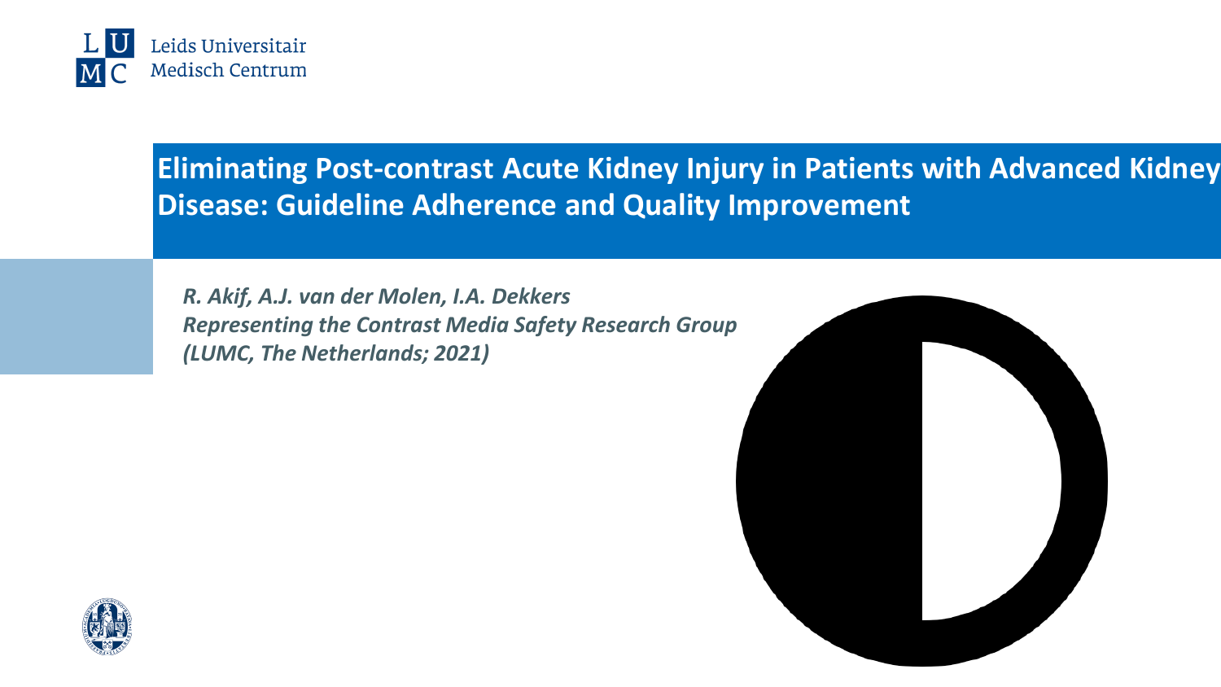# Eliminating Post-contrast Acute Kidney Injury in Patients with Advanced Kidney Disease: Guideline Adherence and Quality Improvement

*R. Akif, A.J. van der Molen, I.A. Dekkers*
*Representing the Contrast Media Safety Research Group*
*(LUMC, The Netherlands; 2021)*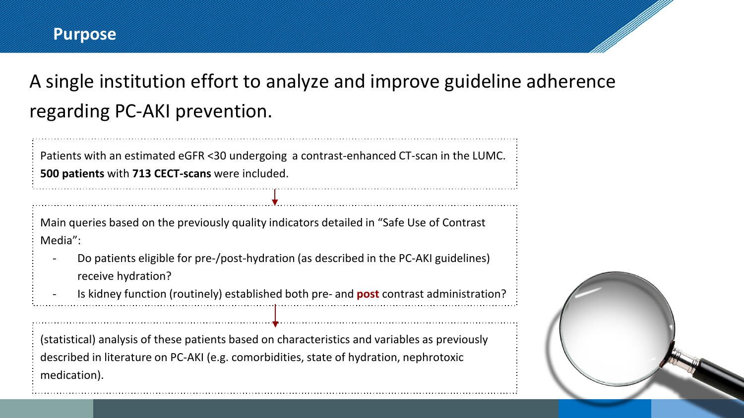# Purpose

## A single institution effort to analyze and improve guideline adherence regarding PC-AKI prevention.

Patients with an estimated eGFR <30 undergoing  a contrast-enhanced CT-scan in the LUMC. **500 patients** with **713 CECT-scans** were included.

Main queries based on the previously quality indicators detailed in “Safe Use of Contrast Media”:

- Do patients eligible for pre-/post-hydration (as described in the PC-AKI guidelines) receive hydration?
- Is kidney function (routinely) established both pre- and **post** contrast administration?

(statistical) analysis of these patients based on characteristics and variables as previously described in literature on PC-AKI (e.g. comorbidities, state of hydration, nephrotoxic medication).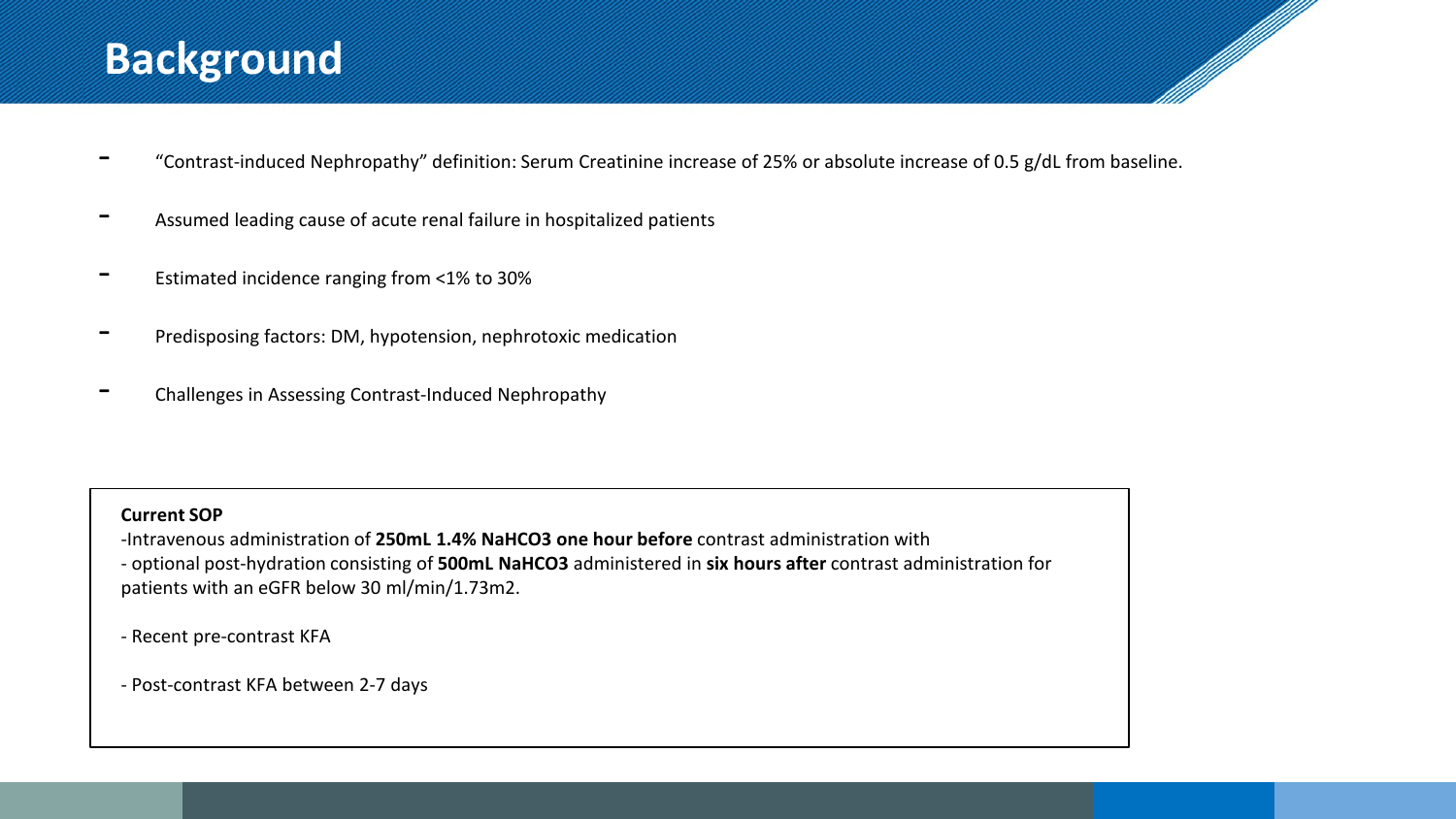# Background

- "Contrast-induced Nephropathy" definition: Serum Creatinine increase of 25% or absolute increase of 0.5 g/dL from baseline.
- Assumed leading cause of acute renal failure in hospitalized patients
- Estimated incidence ranging from <1% to 30%
- Predisposing factors: DM, hypotension, nephrotoxic medication
- Challenges in Assessing Contrast-Induced Nephropathy

**Current SOP**

-Intravenous administration of **250mL 1.4% $NaHCO_3$ one hour before** contrast administration with
- optional post-hydration consisting of **500mL $NaHCO_3$** administered in **six hours after** contrast administration for patients with an eGFR below 30 ml/min/1.73m2.

- Recent pre-contrast KFA

- Post-contrast KFA between 2-7 days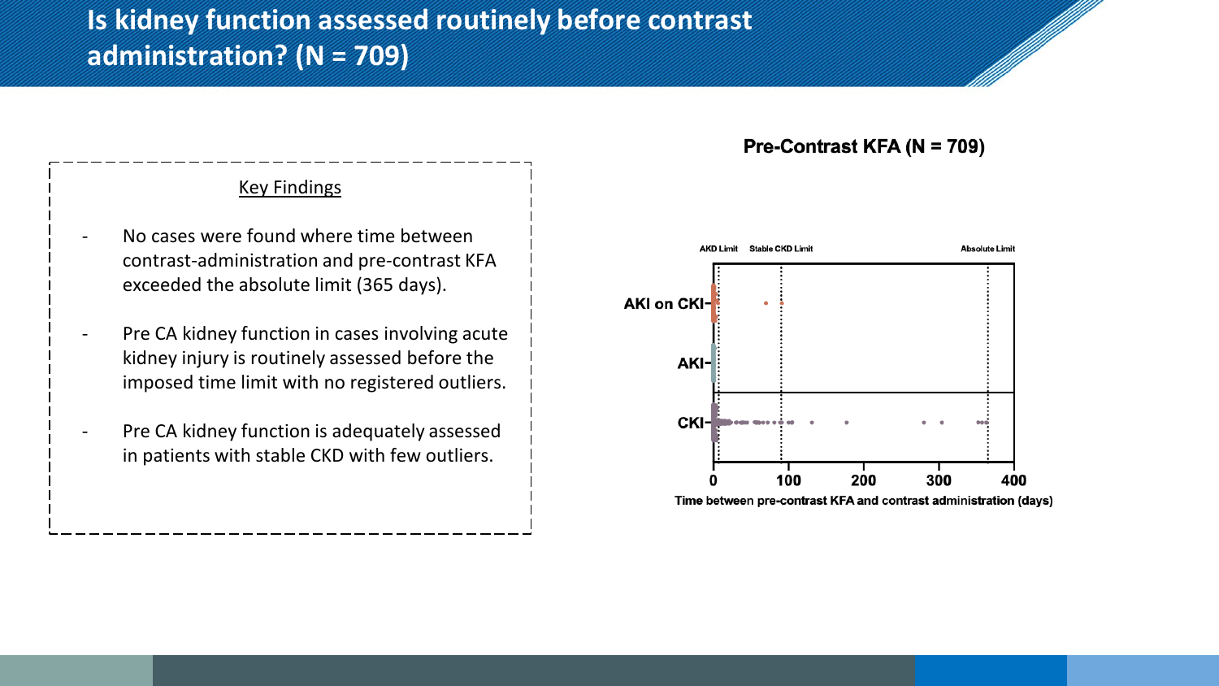# Is kidney function assessed routinely before contrast administration? (N = 709)

**Key Findings**

- No cases were found where time between contrast-administration and pre-contrast KFA exceeded the absolute limit (365 days).
- Pre CA kidney function in cases involving acute kidney injury is routinely assessed before the imposed time limit with no registered outliers.
- Pre CA kidney function is adequately assessed in patients with stable CKD with few outliers.

**Pre-Contrast KFA (N = 709)**

AKD Limit | Stable CKD Limit | Absolute Limit

AKI on CKI

AKI

CKI

0 100 200 300 400

Time between pre-contrast KFA and contrast administration (days)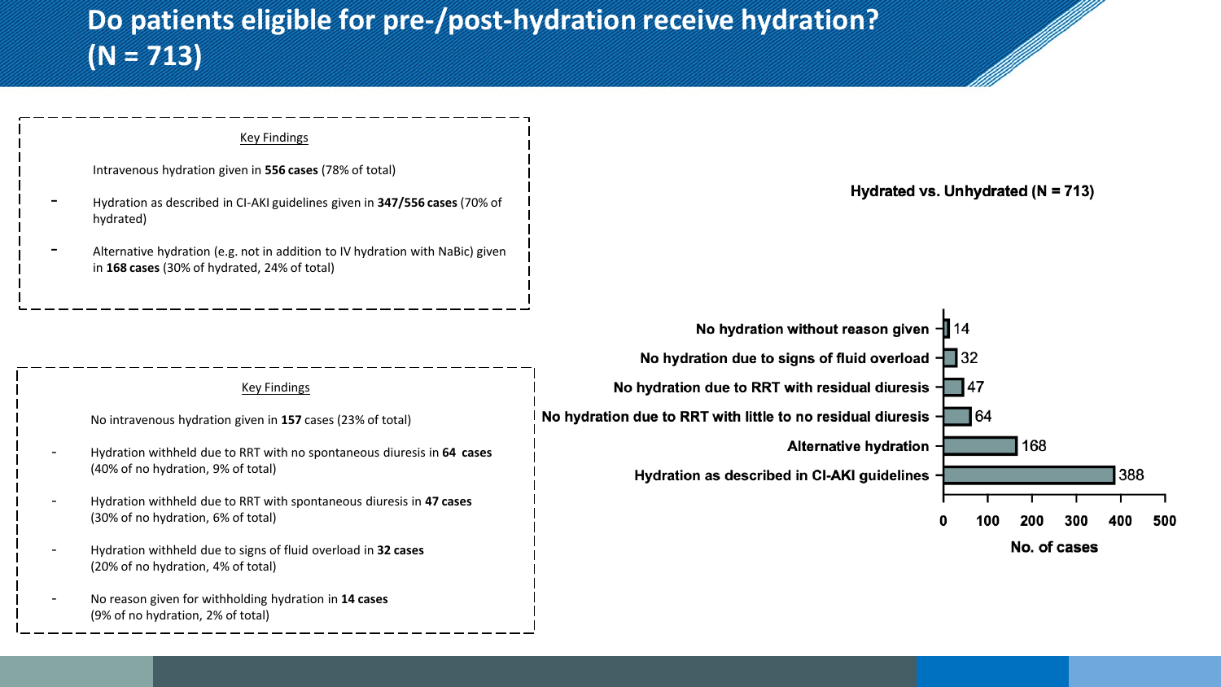# Do patients eligible for pre-/post-hydration receive hydration? (N = 713)

<u>Key Findings</u>

Intravenous hydration given in **556 cases** (78% of total)

- Hydration as described in CI-AKI guidelines given in **347/556 cases** (70% of hydrated)
- Alternative hydration (e.g. not in addition to IV hydration with NaBic) given in **168 cases** (30% of hydrated, 24% of total)

<u>Key Findings</u>

No intravenous hydration given in **157** cases (23% of total)

- Hydration withheld due to RRT with no spontaneous diuresis in **64 cases** (40% of no hydration, 9% of total)
- Hydration withheld due to RRT with spontaneous diuresis in **47 cases** (30% of no hydration, 6% of total)
- Hydration withheld due to signs of fluid overload in **32 cases** (20% of no hydration, 4% of total)
- No reason given for withholding hydration in **14 cases** (9% of no hydration, 2% of total)

**Hydrated vs. Unhydrated (N = 713)**

| Category | No. of cases |
|---|---|
| No hydration without reason given | 14 |
| No hydration due to signs of fluid overload | 32 |
| No hydration due to RRT with residual diuresis | 47 |
| No hydration due to RRT with little to no residual diuresis | 64 |
| Alternative hydration | 168 |
| Hydration as described in CI-AKI guidelines | 388 |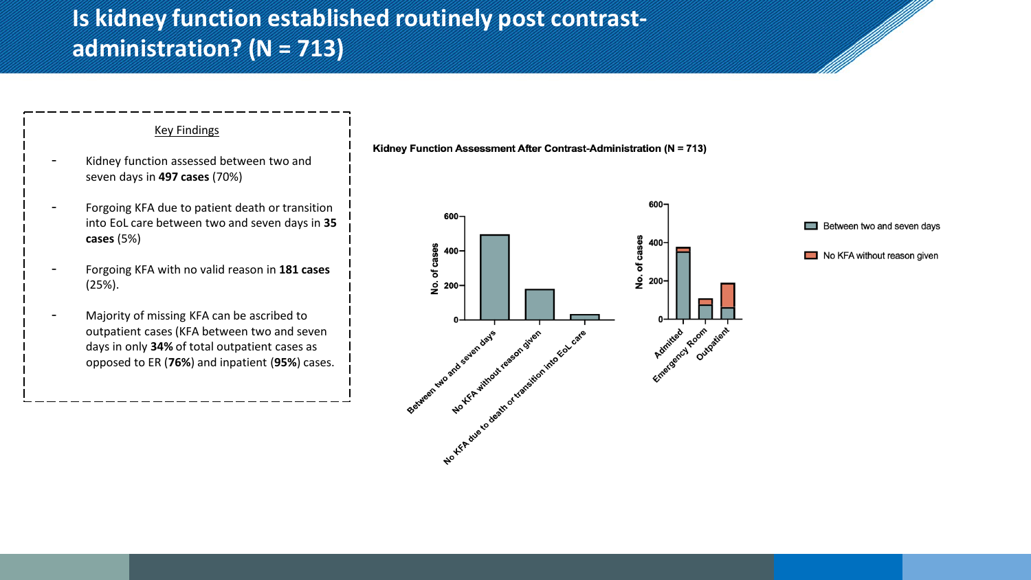# Is kidney function established routinely post contrast-administration? (N = 713)

Key Findings

- Kidney function assessed between two and seven days in **497 cases** (70%)
- Forgoing KFA due to patient death or transition into EoL care between two and seven days in **35 cases** (5%)
- Forgoing KFA with no valid reason in **181 cases** (25%).
- Majority of missing KFA can be ascribed to outpatient cases (KFA between two and seven days in only **34%** of total outpatient cases as opposed to ER (**76%**) and inpatient (**95%**) cases.

**Kidney Function Assessment After Contrast-Administration (N = 713)**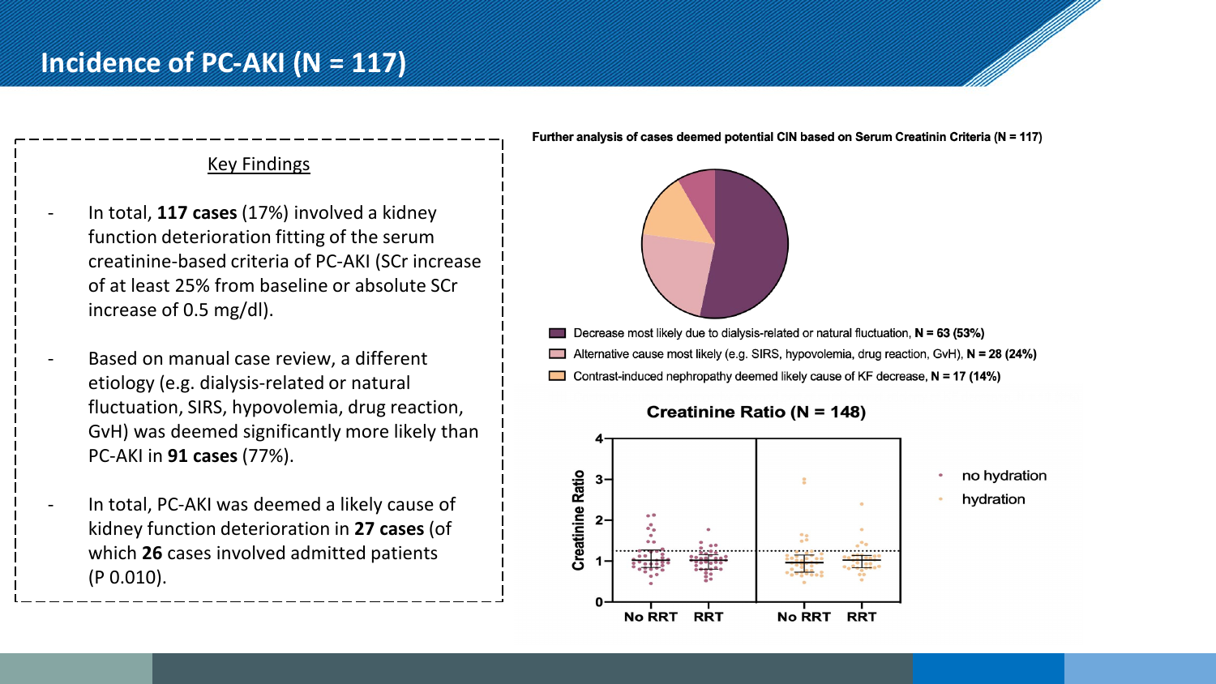# Incidence of PC-AKI (N = 117)

## Key Findings

- In total, **117 cases** (17%) involved a kidney function deterioration fitting of the serum creatinine-based criteria of PC-AKI (SCr increase of at least 25% from baseline or absolute SCr increase of 0.5 mg/dl).
- Based on manual case review, a different etiology (e.g. dialysis-related or natural fluctuation, SIRS, hypovolemia, drug reaction, GvH) was deemed significantly more likely than PC-AKI in **91 cases** (77%).
- In total, PC-AKI was deemed a likely cause of kidney function deterioration in **27 cases** (of which **26** cases involved admitted patients (P 0.010).

**Further analysis of cases deemed potential CIN based on Serum Creatinine Criteria (N = 117)**

- Decrease most likely due to dialysis-related or natural fluctuation, **N = 63 (53%)**
- Alternative cause most likely (e.g. SIRS, hypovolemia, drug reaction, GvH), **N = 28 (24%)**
- Contrast-induced nephropathy deemed likely cause of KF decrease, **N = 17 (14%)**

**Creatinine Ratio (N = 148)**

Creatinine Ratio — No RRT, RRT, No RRT, RRT

- no hydration
- hydration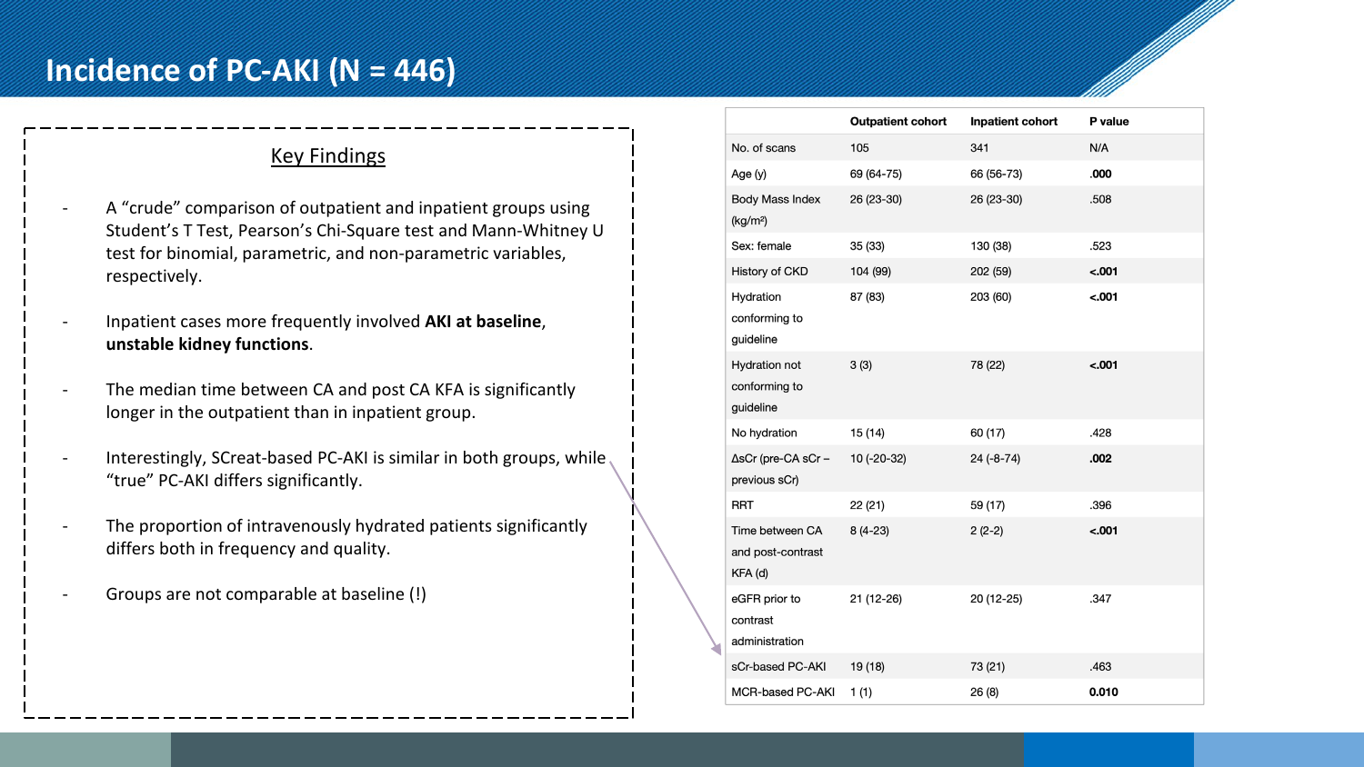# Incidence of PC-AKI (N = 446)

## Key Findings

- A "crude" comparison of outpatient and inpatient groups using Student's T Test, Pearson's Chi-Square test and Mann-Whitney U test for binomial, parametric, and non-parametric variables, respectively.
- Inpatient cases more frequently involved **AKI at baseline**, **unstable kidney functions**.
- The median time between CA and post CA KFA is significantly longer in the outpatient than in inpatient group.
- Interestingly, SCreat-based PC-AKI is similar in both groups, while "true" PC-AKI differs significantly.
- The proportion of intravenously hydrated patients significantly differs both in frequency and quality.
- Groups are not comparable at baseline (!)

| | Outpatient cohort | Inpatient cohort | P value |
|---|---|---|---|
| No. of scans | 105 | 341 | N/A |
| Age (y) | 69 (64-75) | 66 (56-73) | **.000** |
| Body Mass Index (kg/m²) | 26 (23-30) | 26 (23-30) | .508 |
| Sex: female | 35 (33) | 130 (38) | .523 |
| History of CKD | 104 (99) | 202 (59) | **<.001** |
| Hydration conforming to guideline | 87 (83) | 203 (60) | **<.001** |
| Hydration not conforming to guideline | 3 (3) | 78 (22) | **<.001** |
| No hydration | 15 (14) | 60 (17) | .428 |
| ΔsCr (pre-CA sCr – previous sCr) | 10 (-20-32) | 24 (-8-74) | **.002** |
| RRT | 22 (21) | 59 (17) | .396 |
| Time between CA and post-contrast KFA (d) | 8 (4-23) | 2 (2-2) | **<.001** |
| eGFR prior to contrast administration | 21 (12-26) | 20 (12-25) | .347 |
| sCr-based PC-AKI | 19 (18) | 73 (21) | .463 |
| MCR-based PC-AKI | 1 (1) | 26 (8) | **0.010** |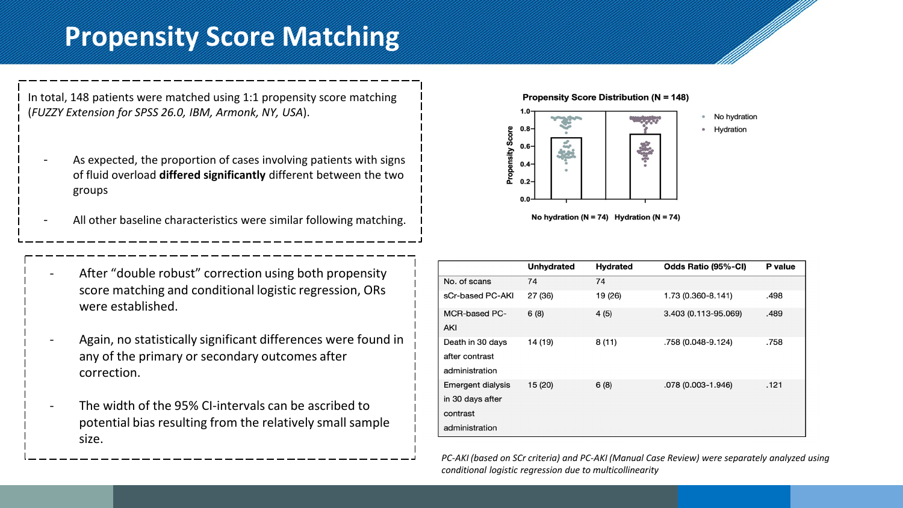# Propensity Score Matching

In total, 148 patients were matched using 1:1 propensity score matching (*FUZZY Extension for SPSS 26.0, IBM, Armonk, NY, USA*).

- As expected, the proportion of cases involving patients with signs of fluid overload **differed significantly** different between the two groups
- All other baseline characteristics were similar following matching.

**Propensity Score Distribution (N = 148)**

Propensity Score

No hydration (N = 74) Hydration (N = 74)

No hydration

Hydration

- After "double robust" correction using both propensity score matching and conditional logistic regression, ORs were established.
- Again, no statistically significant differences were found in any of the primary or secondary outcomes after correction.
- The width of the 95% CI-intervals can be ascribed to potential bias resulting from the relatively small sample size.

| | Unhydrated | Hydrated | Odds Ratio (95%-CI) | P value |
|---|---|---|---|---|
| No. of scans | 74 | 74 | | |
| sCr-based PC-AKI | 27 (36) | 19 (26) | 1.73 (0.360-8.141) | .498 |
| MCR-based PC-AKI | 6 (8) | 4 (5) | 3.403 (0.113-95.069) | .489 |
| Death in 30 days after contrast administration | 14 (19) | 8 (11) | .758 (0.048-9.124) | .758 |
| Emergent dialysis in 30 days after contrast administration | 15 (20) | 6 (8) | .078 (0.003-1.946) | .121 |

*PC-AKI (based on SCr criteria) and PC-AKI (Manual Case Review) were separately analyzed using conditional logistic regression due to multicollinearity*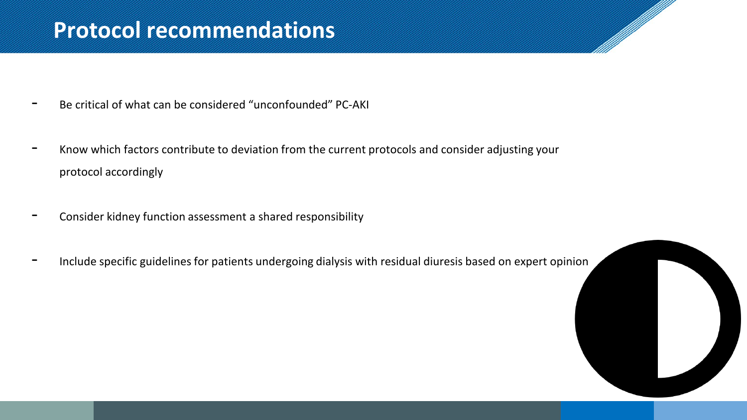# Protocol recommendations

- Be critical of what can be considered “unconfounded” PC-AKI
- Know which factors contribute to deviation from the current protocols and consider adjusting your protocol accordingly
- Consider kidney function assessment a shared responsibility
- Include specific guidelines for patients undergoing dialysis with residual diuresis based on expert opinion